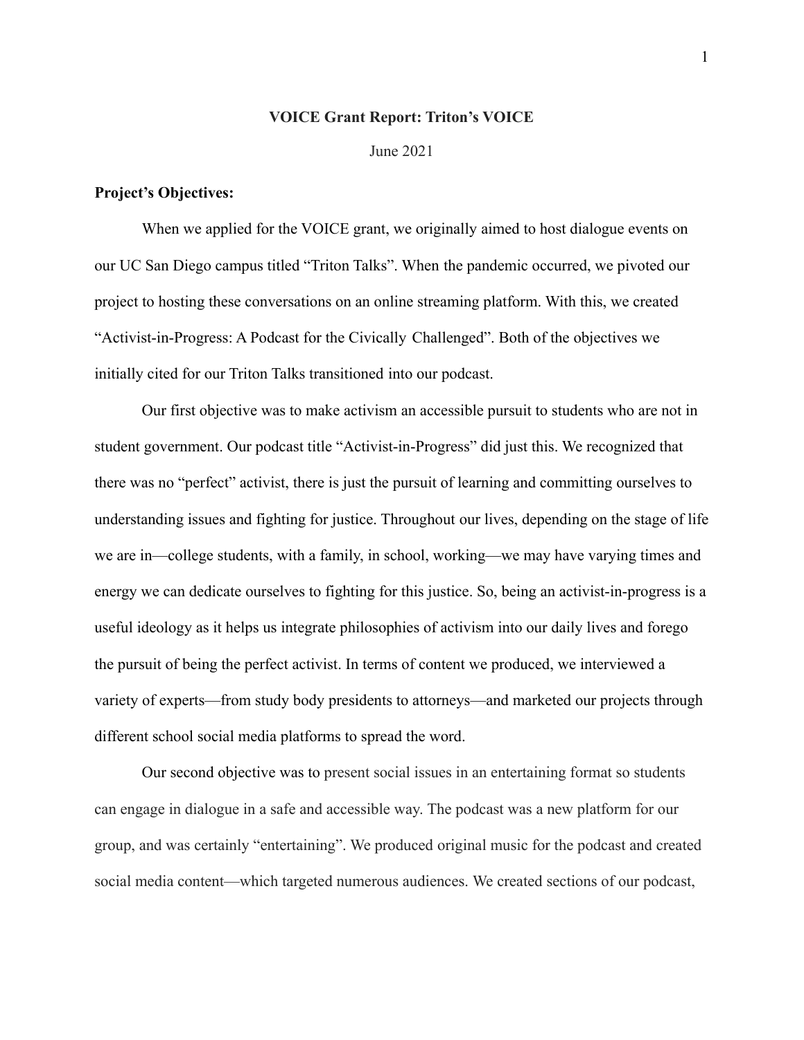**VOICE Grant Report: Triton's VOICE**

June 2021

**Project's Objectives:**

When we applied for the VOICE grant, we originally aimed to host dialogue events on our UC San Diego campus titled "Triton Talks". When the pandemic occurred, we pivoted our project to hosting these conversations on an online streaming platform. With this, we created "Activist-in-Progress: A Podcast for the Civically Challenged". Both of the objectives we initially cited for our Triton Talks transitioned into our podcast.

Our first objective was to make activism an accessible pursuit to students who are not in student government. Our podcast title "Activist-in-Progress" did just this. We recognized that there was no "perfect" activist, there is just the pursuit of learning and committing ourselves to understanding issues and fighting for justice. Throughout our lives, depending on the stage of life we are in—college students, with a family, in school, working—we may have varying times and energy we can dedicate ourselves to fighting for this justice. So, being an activist-in-progress is a useful ideology as it helps us integrate philosophies of activism into our daily lives and forego the pursuit of being the perfect activist. In terms of content we produced, we interviewed a variety of experts—from study body presidents to attorneys—and marketed our projects through different school social media platforms to spread the word.

Our second objective was to present social issues in an entertaining format so students can engage in dialogue in a safe and accessible way. The podcast was a new platform for our group, and was certainly "entertaining". We produced original music for the podcast and created social media content—which targeted numerous audiences. We created sections of our podcast,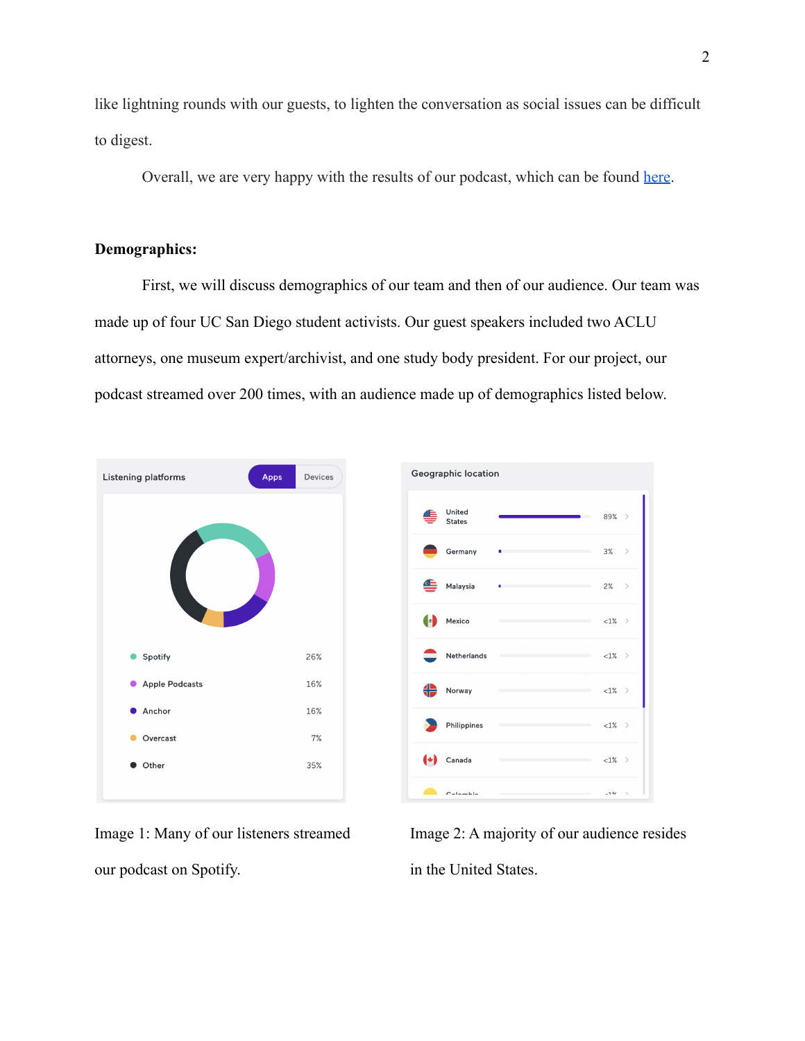like lightning rounds with our guests, to lighten the conversation as social issues can be difficult to digest.

Overall, we are very happy with the results of our podcast, which can be found here.

**Demographics:**

First, we will discuss demographics of our team and then of our audience. Our team was made up of four UC San Diego student activists. Our guest speakers included two ACLU attorneys, one museum expert/archivist, and one study body president. For our project, our podcast streamed over 200 times, with an audience made up of demographics listed below.

Listening platforms (Apps | Devices)

| Platform | Share |
|---|---|
| Spotify | 26% |
| Apple Podcasts | 16% |
| Anchor | 16% |
| Overcast | 7% |
| Other | 35% |

Image 1: Many of our listeners streamed our podcast on Spotify.

Geographic location

| Country | Share |
|---|---|
| United States | 89% |
| Germany | 3% |
| Malaysia | 2% |
| Mexico | <1% |
| Netherlands | <1% |
| Norway | <1% |
| Philippines | <1% |
| Canada | <1% |
| Colombia | <1% |

Image 2: A majority of our audience resides in the United States.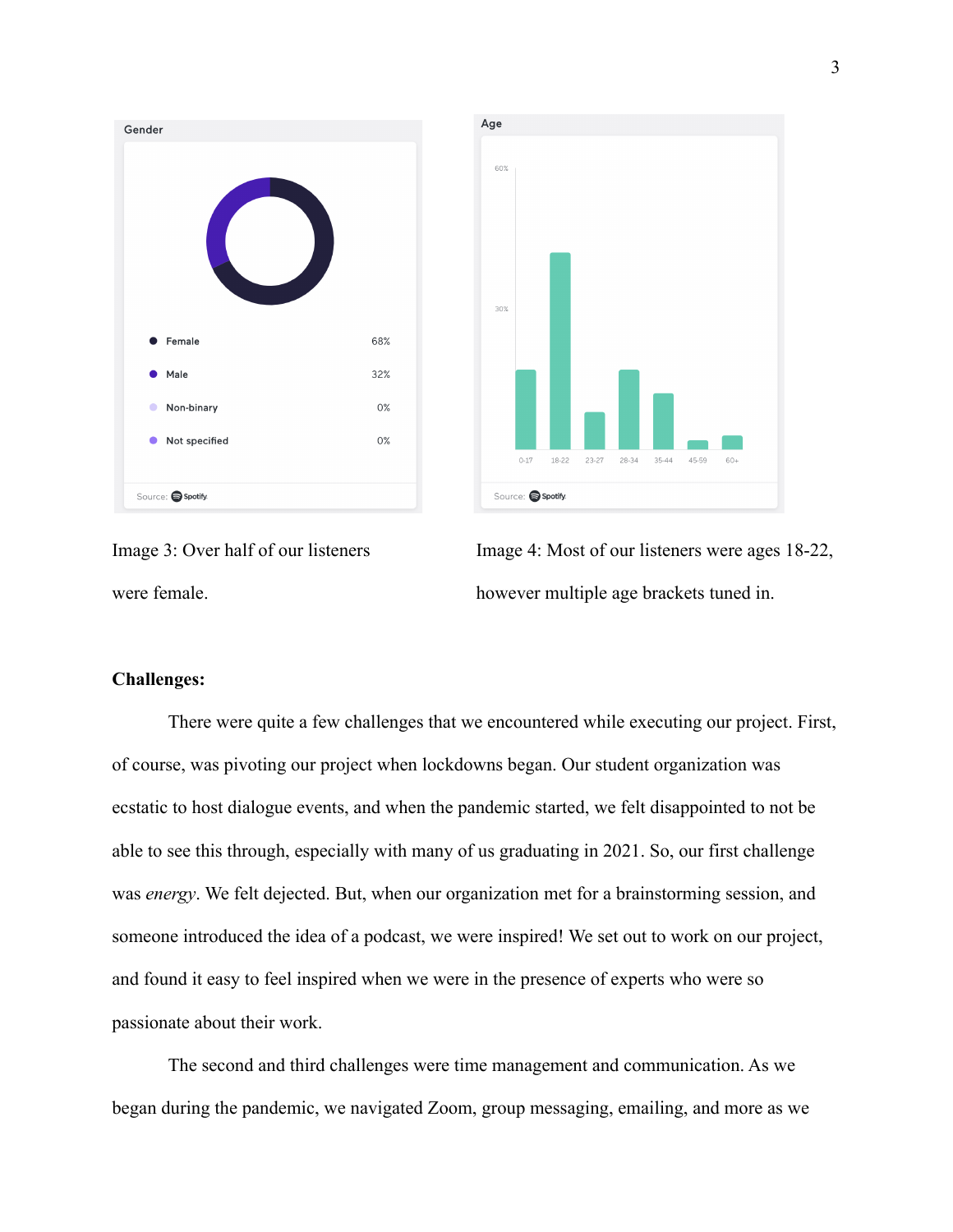Gender

| | |
|---|---|
| Female | 68% |
| Male | 32% |
| Non-binary | 0% |
| Not specified | 0% |

Source: Spotify

Image 3: Over half of our listeners were female.

Age

Source: Spotify

Image 4: Most of our listeners were ages 18-22, however multiple age brackets tuned in.

**Challenges:**

There were quite a few challenges that we encountered while executing our project. First, of course, was pivoting our project when lockdowns began. Our student organization was ecstatic to host dialogue events, and when the pandemic started, we felt disappointed to not be able to see this through, especially with many of us graduating in 2021. So, our first challenge was *energy*. We felt dejected. But, when our organization met for a brainstorming session, and someone introduced the idea of a podcast, we were inspired! We set out to work on our project, and found it easy to feel inspired when we were in the presence of experts who were so passionate about their work.

The second and third challenges were time management and communication. As we began during the pandemic, we navigated Zoom, group messaging, emailing, and more as we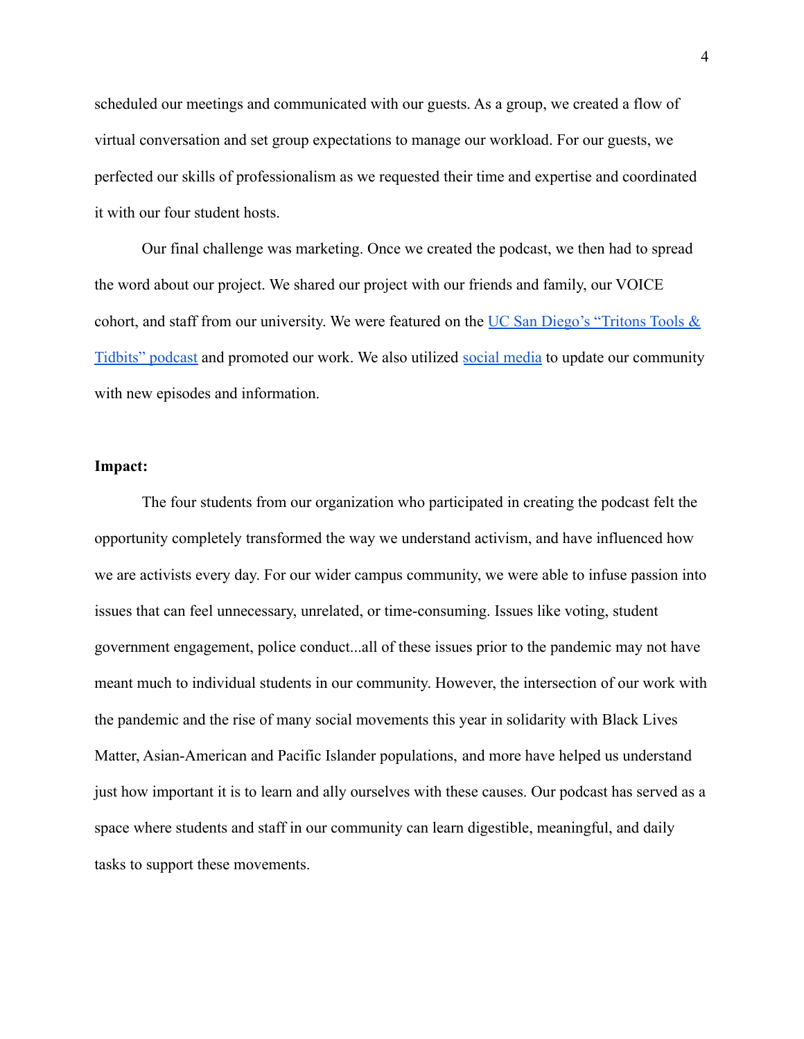scheduled our meetings and communicated with our guests. As a group, we created a flow of virtual conversation and set group expectations to manage our workload. For our guests, we perfected our skills of professionalism as we requested their time and expertise and coordinated it with our four student hosts.

Our final challenge was marketing. Once we created the podcast, we then had to spread the word about our project. We shared our project with our friends and family, our VOICE cohort, and staff from our university. We were featured on the UC San Diego's "Tritons Tools & Tidbits" podcast and promoted our work. We also utilized social media to update our community with new episodes and information.

**Impact:**

The four students from our organization who participated in creating the podcast felt the opportunity completely transformed the way we understand activism, and have influenced how we are activists every day. For our wider campus community, we were able to infuse passion into issues that can feel unnecessary, unrelated, or time-consuming. Issues like voting, student government engagement, police conduct...all of these issues prior to the pandemic may not have meant much to individual students in our community. However, the intersection of our work with the pandemic and the rise of many social movements this year in solidarity with Black Lives Matter, Asian-American and Pacific Islander populations, and more have helped us understand just how important it is to learn and ally ourselves with these causes. Our podcast has served as a space where students and staff in our community can learn digestible, meaningful, and daily tasks to support these movements.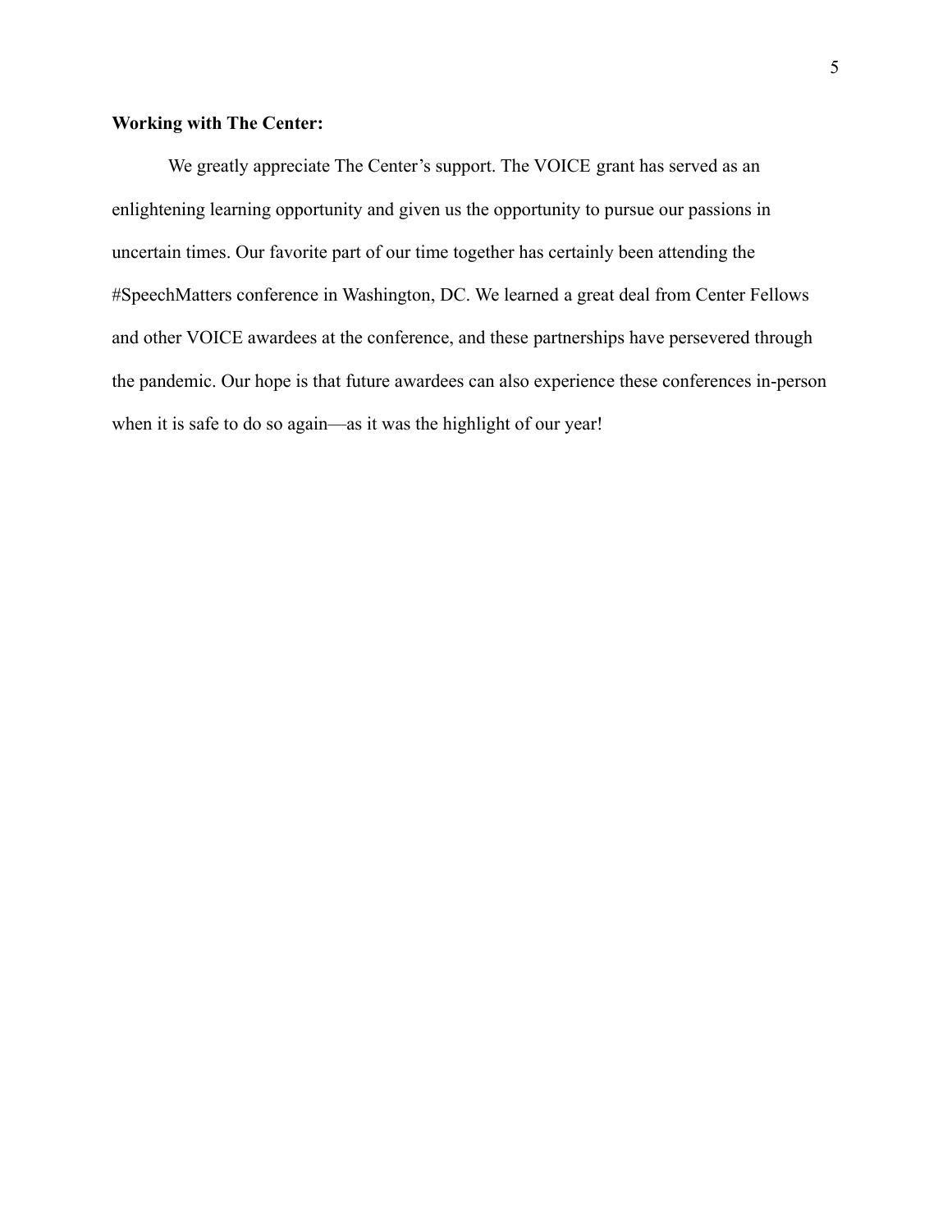**Working with The Center:**

We greatly appreciate The Center's support. The VOICE grant has served as an enlightening learning opportunity and given us the opportunity to pursue our passions in uncertain times. Our favorite part of our time together has certainly been attending the #SpeechMatters conference in Washington, DC. We learned a great deal from Center Fellows and other VOICE awardees at the conference, and these partnerships have persevered through the pandemic. Our hope is that future awardees can also experience these conferences in-person when it is safe to do so again—as it was the highlight of our year!